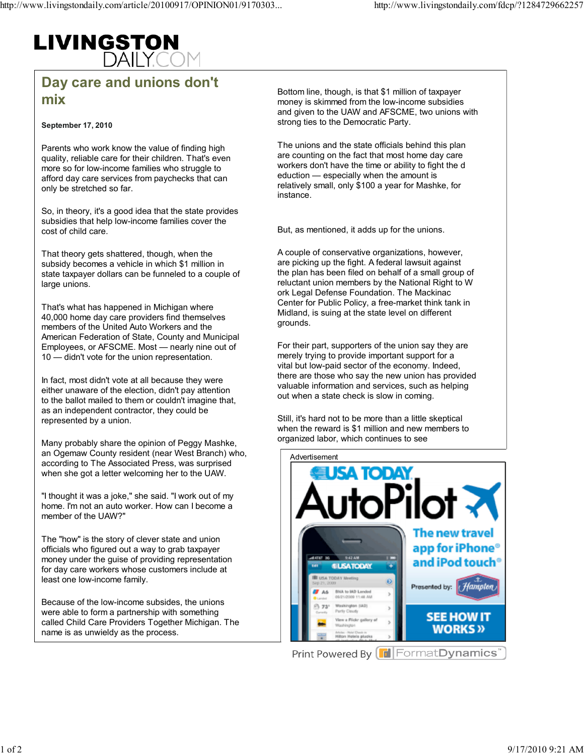# Day care and unions don't mix

**September 17, 2010**

Parents who work know the value of finding high quality, reliable care for their children. That's even more so for low-income families who struggle to afford day care services from paychecks that can only be stretched so far.

So, in theory, it's a good idea that the state provides subsidies that help low-income families cover the cost of child care.

That theory gets shattered, though, when the subsidy becomes a vehicle in which $1 million in state taxpayer dollars can be funneled to a couple of large unions.

That's what has happened in Michigan where 40,000 home day care providers find themselves members of the United Auto Workers and the American Federation of State, County and Municipal Employees, or AFSCME. Most — nearly nine out of 10 — didn't vote for the union representation.

In fact, most didn't vote at all because they were either unaware of the election, didn't pay attention to the ballot mailed to them or couldn't imagine that, as an independent contractor, they could be represented by a union.

Many probably share the opinion of Peggy Mashke, an Ogemaw County resident (near West Branch) who, according to The Associated Press, was surprised when she got a letter welcoming her to the UAW.

"I thought it was a joke," she said. "I work out of my home. I'm not an auto worker. How can I become a member of the UAW?"

The "how" is the story of clever state and union officials who figured out a way to grab taxpayer money under the guise of providing representation for day care workers whose customers include at least one low-income family.

Because of the low-income subsides, the unions were able to form a partnership with something called Child Care Providers Together Michigan. The name is as unwieldy as the process.

Bottom line, though, is that $1 million of taxpayer money is skimmed from the low-income subsidies and given to the UAW and AFSCME, two unions with strong ties to the Democratic Party.

The unions and the state officials behind this plan are counting on the fact that most home day care workers don't have the time or ability to fight the deduction — especially when the amount is relatively small, only $100 a year for Mashke, for instance.

But, as mentioned, it adds up for the unions.

A couple of conservative organizations, however, are picking up the fight. A federal lawsuit against the plan has been filed on behalf of a small group of reluctant union members by the National Right to Work Legal Defense Foundation. The Mackinac Center for Public Policy, a free-market think tank in Midland, is suing at the state level on different grounds.

For their part, supporters of the union say they are merely trying to provide important support for a vital but low-paid sector of the economy. Indeed, there are those who say the new union has provided valuable information and services, such as helping out when a state check is slow in coming.

Still, it's hard not to be more than a little skeptical when the reward is $1 million and new members to organized labor, which continues to see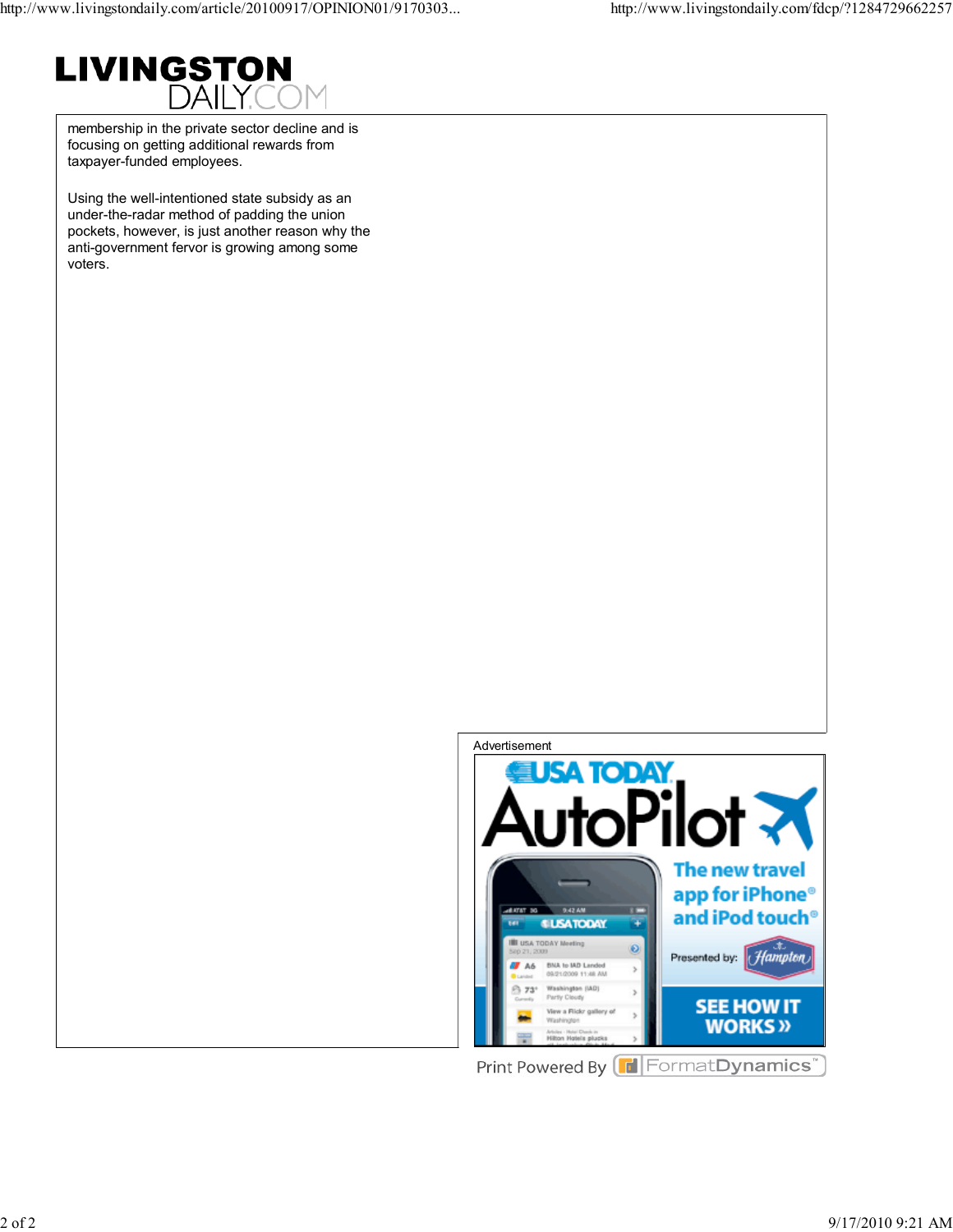membership in the private sector decline and is focusing on getting additional rewards from taxpayer-funded employees.

Using the well-intentioned state subsidy as an under-the-radar method of padding the union pockets, however, is just another reason why the anti-government fervor is growing among some voters.